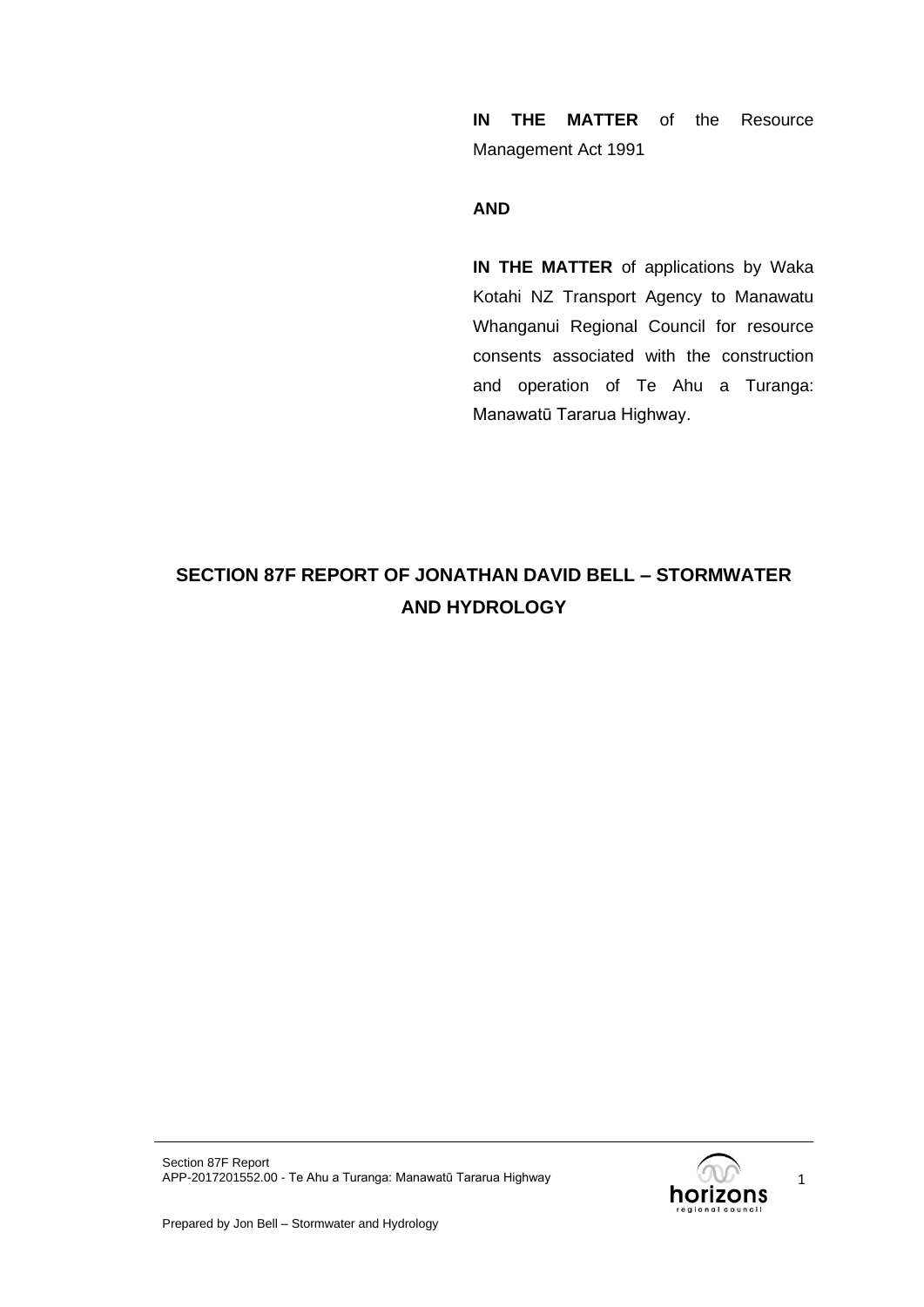**IN THE MATTER** of the Resource Management Act 1991

**AND**

**IN THE MATTER** of applications by Waka Kotahi NZ Transport Agency to Manawatu Whanganui Regional Council for resource consents associated with the construction and operation of Te Ahu a Turanga: Manawatū Tararua Highway.

# SECTION 87F REPORT OF JONATHAN DAVID BELL – STORMWATER AND HYDROLOGY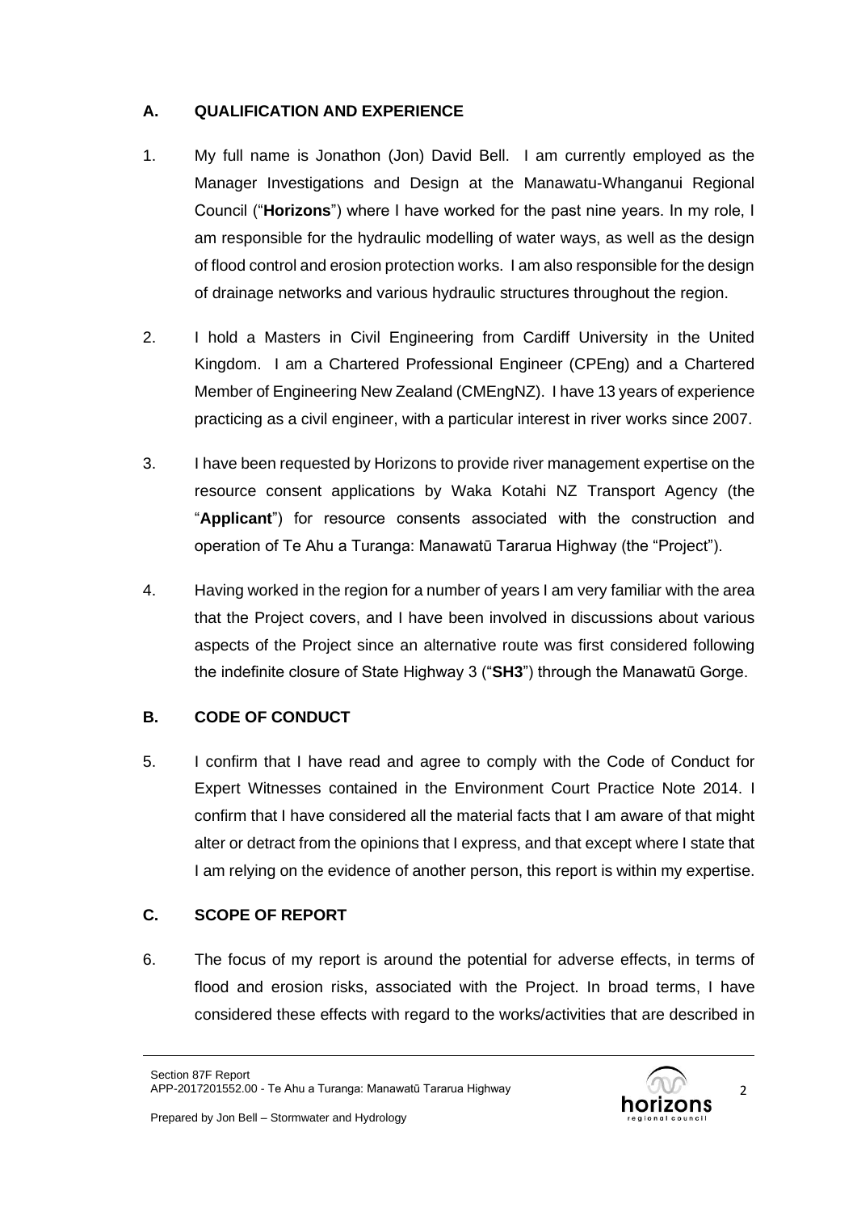## A. QUALIFICATION AND EXPERIENCE

1. My full name is Jonathon (Jon) David Bell. I am currently employed as the Manager Investigations and Design at the Manawatu-Whanganui Regional Council ("**Horizons**") where I have worked for the past nine years. In my role, I am responsible for the hydraulic modelling of water ways, as well as the design of flood control and erosion protection works. I am also responsible for the design of drainage networks and various hydraulic structures throughout the region.

2. I hold a Masters in Civil Engineering from Cardiff University in the United Kingdom. I am a Chartered Professional Engineer (CPEng) and a Chartered Member of Engineering New Zealand (CMEngNZ). I have 13 years of experience practicing as a civil engineer, with a particular interest in river works since 2007.

3. I have been requested by Horizons to provide river management expertise on the resource consent applications by Waka Kotahi NZ Transport Agency (the "**Applicant**") for resource consents associated with the construction and operation of Te Ahu a Turanga: Manawatū Tararua Highway (the "Project").

4. Having worked in the region for a number of years I am very familiar with the area that the Project covers, and I have been involved in discussions about various aspects of the Project since an alternative route was first considered following the indefinite closure of State Highway 3 ("**SH3**") through the Manawatū Gorge.

## B. CODE OF CONDUCT

5. I confirm that I have read and agree to comply with the Code of Conduct for Expert Witnesses contained in the Environment Court Practice Note 2014. I confirm that I have considered all the material facts that I am aware of that might alter or detract from the opinions that I express, and that except where I state that I am relying on the evidence of another person, this report is within my expertise.

## C. SCOPE OF REPORT

6. The focus of my report is around the potential for adverse effects, in terms of flood and erosion risks, associated with the Project. In broad terms, I have considered these effects with regard to the works/activities that are described in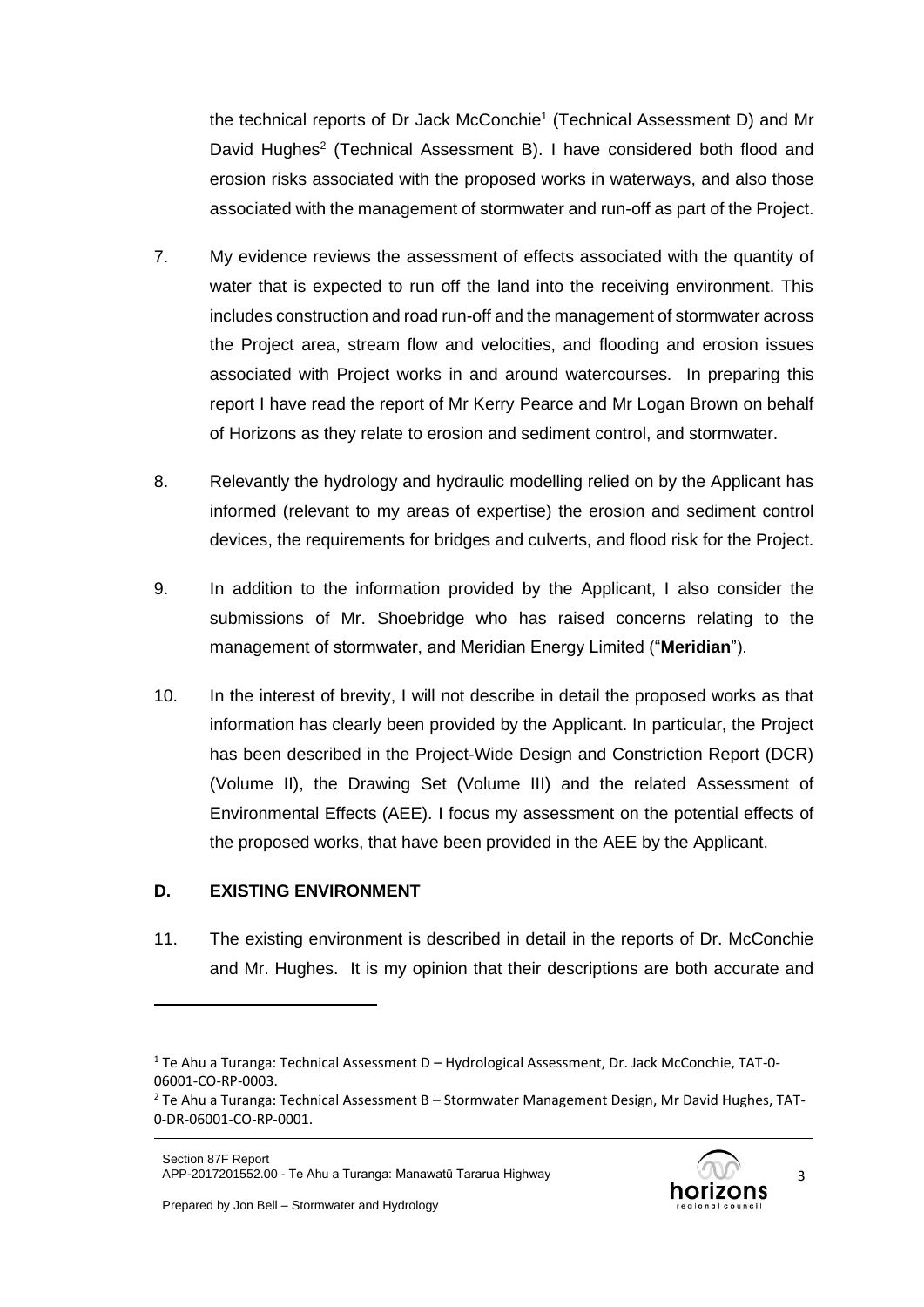the technical reports of Dr Jack McConchie[1] (Technical Assessment D) and Mr David Hughes[2] (Technical Assessment B). I have considered both flood and erosion risks associated with the proposed works in waterways, and also those associated with the management of stormwater and run-off as part of the Project.

7. My evidence reviews the assessment of effects associated with the quantity of water that is expected to run off the land into the receiving environment. This includes construction and road run-off and the management of stormwater across the Project area, stream flow and velocities, and flooding and erosion issues associated with Project works in and around watercourses. In preparing this report I have read the report of Mr Kerry Pearce and Mr Logan Brown on behalf of Horizons as they relate to erosion and sediment control, and stormwater.

8. Relevantly the hydrology and hydraulic modelling relied on by the Applicant has informed (relevant to my areas of expertise) the erosion and sediment control devices, the requirements for bridges and culverts, and flood risk for the Project.

9. In addition to the information provided by the Applicant, I also consider the submissions of Mr. Shoebridge who has raised concerns relating to the management of stormwater, and Meridian Energy Limited ("**Meridian**").

10. In the interest of brevity, I will not describe in detail the proposed works as that information has clearly been provided by the Applicant. In particular, the Project has been described in the Project-Wide Design and Constriction Report (DCR) (Volume II), the Drawing Set (Volume III) and the related Assessment of Environmental Effects (AEE). I focus my assessment on the potential effects of the proposed works, that have been provided in the AEE by the Applicant.

## D. EXISTING ENVIRONMENT

11. The existing environment is described in detail in the reports of Dr. McConchie and Mr. Hughes. It is my opinion that their descriptions are both accurate and

[1] Te Ahu a Turanga: Technical Assessment D – Hydrological Assessment, Dr. Jack McConchie, TAT-0-06001-CO-RP-0003.

[2] Te Ahu a Turanga: Technical Assessment B – Stormwater Management Design, Mr David Hughes, TAT-0-DR-06001-CO-RP-0001.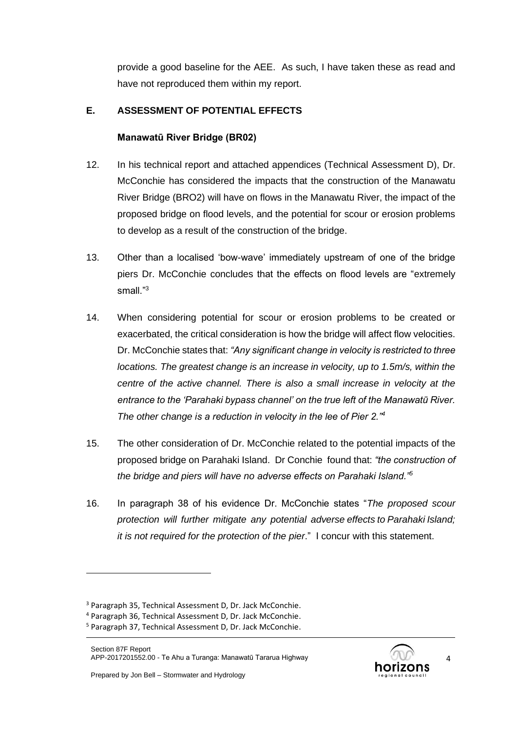provide a good baseline for the AEE. As such, I have taken these as read and have not reproduced them within my report.

## E. ASSESSMENT OF POTENTIAL EFFECTS

### Manawatū River Bridge (BR02)

12. In his technical report and attached appendices (Technical Assessment D), Dr. McConchie has considered the impacts that the construction of the Manawatu River Bridge (BRO2) will have on flows in the Manawatu River, the impact of the proposed bridge on flood levels, and the potential for scour or erosion problems to develop as a result of the construction of the bridge.

13. Other than a localised 'bow-wave' immediately upstream of one of the bridge piers Dr. McConchie concludes that the effects on flood levels are "extremely small."[3]

14. When considering potential for scour or erosion problems to be created or exacerbated, the critical consideration is how the bridge will affect flow velocities. Dr. McConchie states that: *"Any significant change in velocity is restricted to three locations. The greatest change is an increase in velocity, up to 1.5m/s, within the centre of the active channel. There is also a small increase in velocity at the entrance to the 'Parahaki bypass channel' on the true left of the Manawatū River. The other change is a reduction in velocity in the lee of Pier 2."*[4]

15. The other consideration of Dr. McConchie related to the potential impacts of the proposed bridge on Parahaki Island. Dr Conchie found that: *"the construction of the bridge and piers will have no adverse effects on Parahaki Island."*[5]

16. In paragraph 38 of his evidence Dr. McConchie states "*The proposed scour protection will further mitigate any potential adverse effects to Parahaki Island; it is not required for the protection of the pier*." I concur with this statement.

---

[3] Paragraph 35, Technical Assessment D, Dr. Jack McConchie.

[4] Paragraph 36, Technical Assessment D, Dr. Jack McConchie.

[5] Paragraph 37, Technical Assessment D, Dr. Jack McConchie.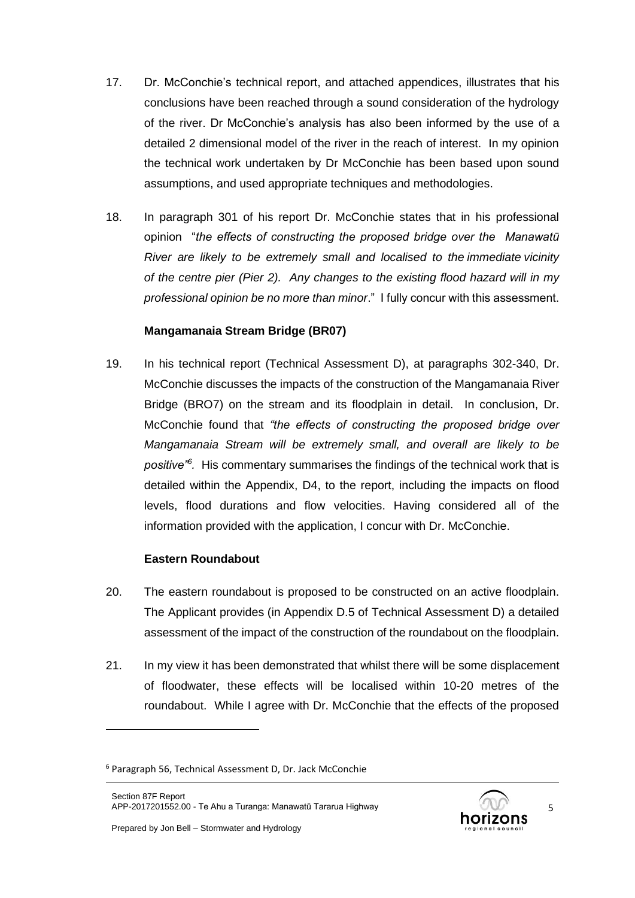17. Dr. McConchie's technical report, and attached appendices, illustrates that his conclusions have been reached through a sound consideration of the hydrology of the river. Dr McConchie's analysis has also been informed by the use of a detailed 2 dimensional model of the river in the reach of interest. In my opinion the technical work undertaken by Dr McConchie has been based upon sound assumptions, and used appropriate techniques and methodologies.

18. In paragraph 301 of his report Dr. McConchie states that in his professional opinion "*the effects of constructing the proposed bridge over the Manawatū River are likely to be extremely small and localised to the immediate vicinity of the centre pier (Pier 2). Any changes to the existing flood hazard will in my professional opinion be no more than minor*." I fully concur with this assessment.

**Mangamanaia Stream Bridge (BR07)**

19. In his technical report (Technical Assessment D), at paragraphs 302-340, Dr. McConchie discusses the impacts of the construction of the Mangamanaia River Bridge (BRO7) on the stream and its floodplain in detail. In conclusion, Dr. McConchie found that *"the effects of constructing the proposed bridge over Mangamanaia Stream will be extremely small, and overall are likely to be positive"*[6]. His commentary summarises the findings of the technical work that is detailed within the Appendix, D4, to the report, including the impacts on flood levels, flood durations and flow velocities. Having considered all of the information provided with the application, I concur with Dr. McConchie.

**Eastern Roundabout**

20. The eastern roundabout is proposed to be constructed on an active floodplain. The Applicant provides (in Appendix D.5 of Technical Assessment D) a detailed assessment of the impact of the construction of the roundabout on the floodplain.

21. In my view it has been demonstrated that whilst there will be some displacement of floodwater, these effects will be localised within 10-20 metres of the roundabout. While I agree with Dr. McConchie that the effects of the proposed

[6] Paragraph 56, Technical Assessment D, Dr. Jack McConchie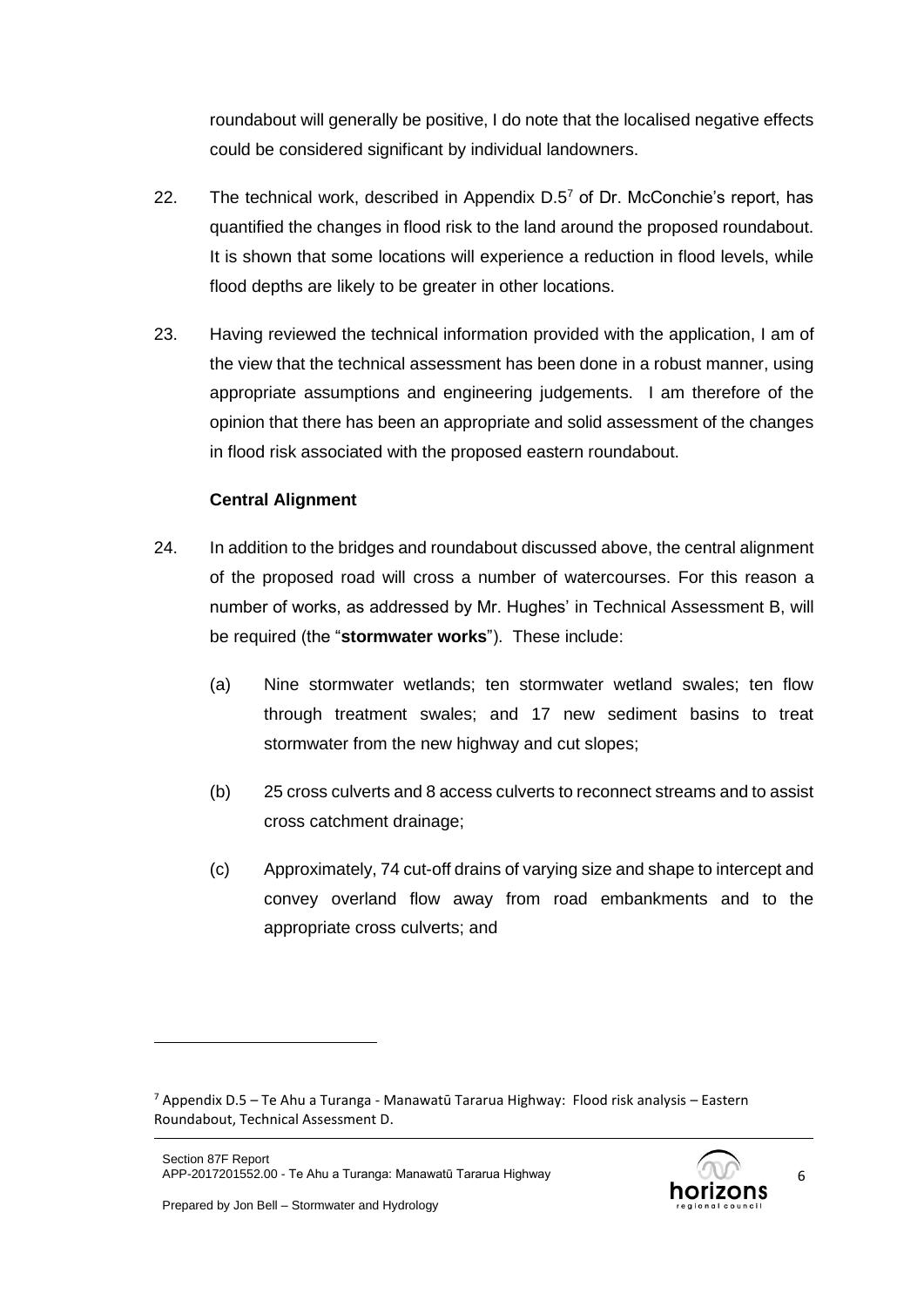roundabout will generally be positive, I do note that the localised negative effects could be considered significant by individual landowners.

22. The technical work, described in Appendix D.5[7] of Dr. McConchie's report, has quantified the changes in flood risk to the land around the proposed roundabout. It is shown that some locations will experience a reduction in flood levels, while flood depths are likely to be greater in other locations.

23. Having reviewed the technical information provided with the application, I am of the view that the technical assessment has been done in a robust manner, using appropriate assumptions and engineering judgements. I am therefore of the opinion that there has been an appropriate and solid assessment of the changes in flood risk associated with the proposed eastern roundabout.

### Central Alignment

24. In addition to the bridges and roundabout discussed above, the central alignment of the proposed road will cross a number of watercourses. For this reason a number of works, as addressed by Mr. Hughes' in Technical Assessment B, will be required (the "**stormwater works**"). These include:

    (a) Nine stormwater wetlands; ten stormwater wetland swales; ten flow through treatment swales; and 17 new sediment basins to treat stormwater from the new highway and cut slopes;

    (b) 25 cross culverts and 8 access culverts to reconnect streams and to assist cross catchment drainage;

    (c) Approximately, 74 cut-off drains of varying size and shape to intercept and convey overland flow away from road embankments and to the appropriate cross culverts; and

---

[7] Appendix D.5 – Te Ahu a Turanga - Manawatū Tararua Highway: Flood risk analysis – Eastern Roundabout, Technical Assessment D.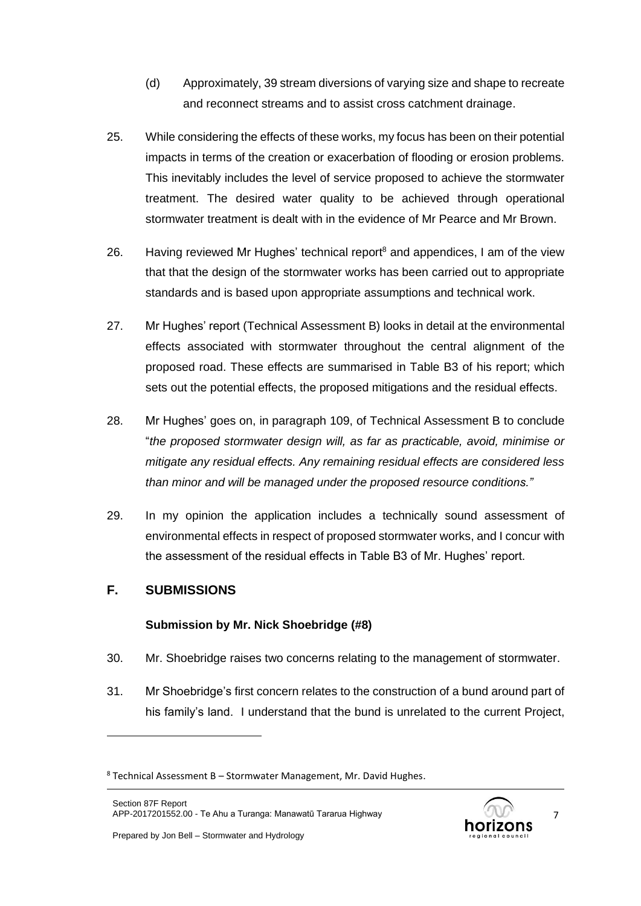(d) Approximately, 39 stream diversions of varying size and shape to recreate and reconnect streams and to assist cross catchment drainage.

25. While considering the effects of these works, my focus has been on their potential impacts in terms of the creation or exacerbation of flooding or erosion problems. This inevitably includes the level of service proposed to achieve the stormwater treatment. The desired water quality to be achieved through operational stormwater treatment is dealt with in the evidence of Mr Pearce and Mr Brown.

26. Having reviewed Mr Hughes' technical report[8] and appendices, I am of the view that that the design of the stormwater works has been carried out to appropriate standards and is based upon appropriate assumptions and technical work.

27. Mr Hughes' report (Technical Assessment B) looks in detail at the environmental effects associated with stormwater throughout the central alignment of the proposed road. These effects are summarised in Table B3 of his report; which sets out the potential effects, the proposed mitigations and the residual effects.

28. Mr Hughes' goes on, in paragraph 109, of Technical Assessment B to conclude "*the proposed stormwater design will, as far as practicable, avoid, minimise or mitigate any residual effects. Any remaining residual effects are considered less than minor and will be managed under the proposed resource conditions.*"

29. In my opinion the application includes a technically sound assessment of environmental effects in respect of proposed stormwater works, and I concur with the assessment of the residual effects in Table B3 of Mr. Hughes' report.

## F. SUBMISSIONS

### Submission by Mr. Nick Shoebridge (#8)

30. Mr. Shoebridge raises two concerns relating to the management of stormwater.

31. Mr Shoebridge's first concern relates to the construction of a bund around part of his family's land. I understand that the bund is unrelated to the current Project,

[8] Technical Assessment B – Stormwater Management, Mr. David Hughes.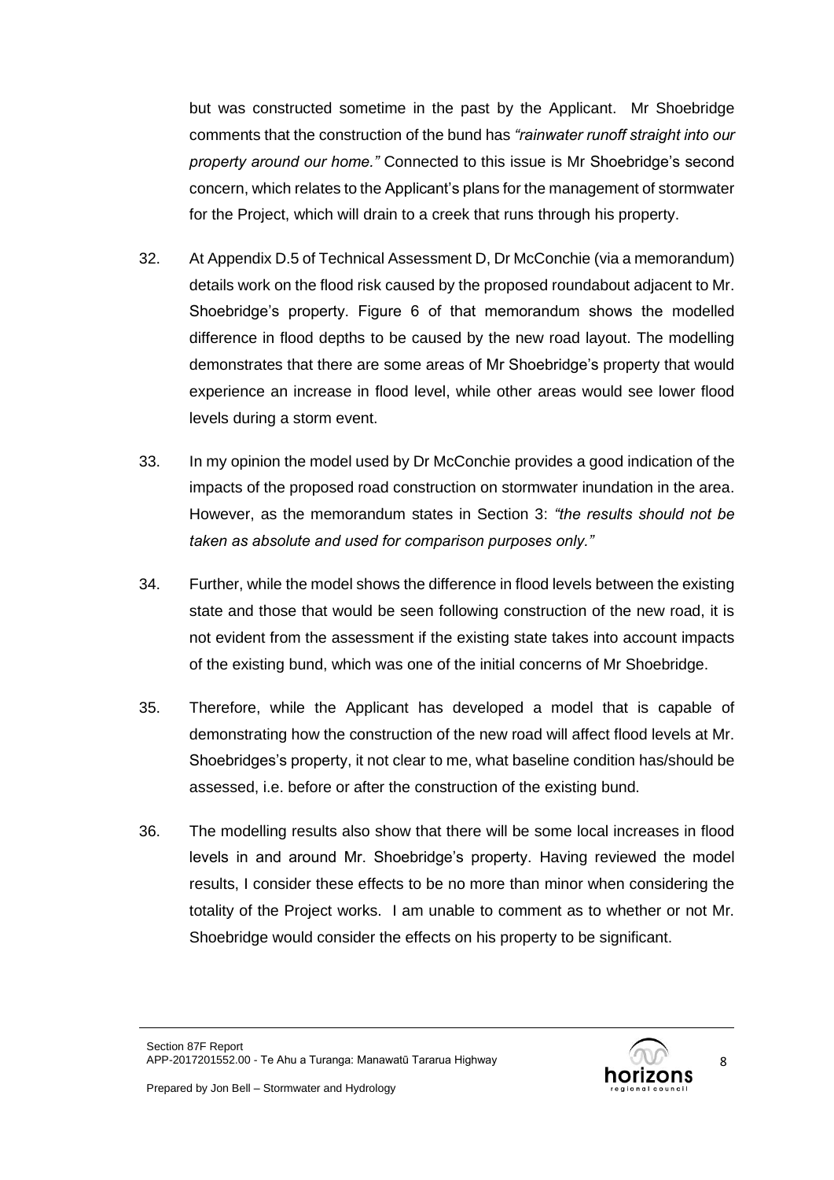but was constructed sometime in the past by the Applicant. Mr Shoebridge comments that the construction of the bund has *"rainwater runoff straight into our property around our home."* Connected to this issue is Mr Shoebridge's second concern, which relates to the Applicant's plans for the management of stormwater for the Project, which will drain to a creek that runs through his property.

32. At Appendix D.5 of Technical Assessment D, Dr McConchie (via a memorandum) details work on the flood risk caused by the proposed roundabout adjacent to Mr. Shoebridge's property. Figure 6 of that memorandum shows the modelled difference in flood depths to be caused by the new road layout. The modelling demonstrates that there are some areas of Mr Shoebridge's property that would experience an increase in flood level, while other areas would see lower flood levels during a storm event.

33. In my opinion the model used by Dr McConchie provides a good indication of the impacts of the proposed road construction on stormwater inundation in the area. However, as the memorandum states in Section 3: *"the results should not be taken as absolute and used for comparison purposes only."*

34. Further, while the model shows the difference in flood levels between the existing state and those that would be seen following construction of the new road, it is not evident from the assessment if the existing state takes into account impacts of the existing bund, which was one of the initial concerns of Mr Shoebridge.

35. Therefore, while the Applicant has developed a model that is capable of demonstrating how the construction of the new road will affect flood levels at Mr. Shoebridges's property, it not clear to me, what baseline condition has/should be assessed, i.e. before or after the construction of the existing bund.

36. The modelling results also show that there will be some local increases in flood levels in and around Mr. Shoebridge's property. Having reviewed the model results, I consider these effects to be no more than minor when considering the totality of the Project works. I am unable to comment as to whether or not Mr. Shoebridge would consider the effects on his property to be significant.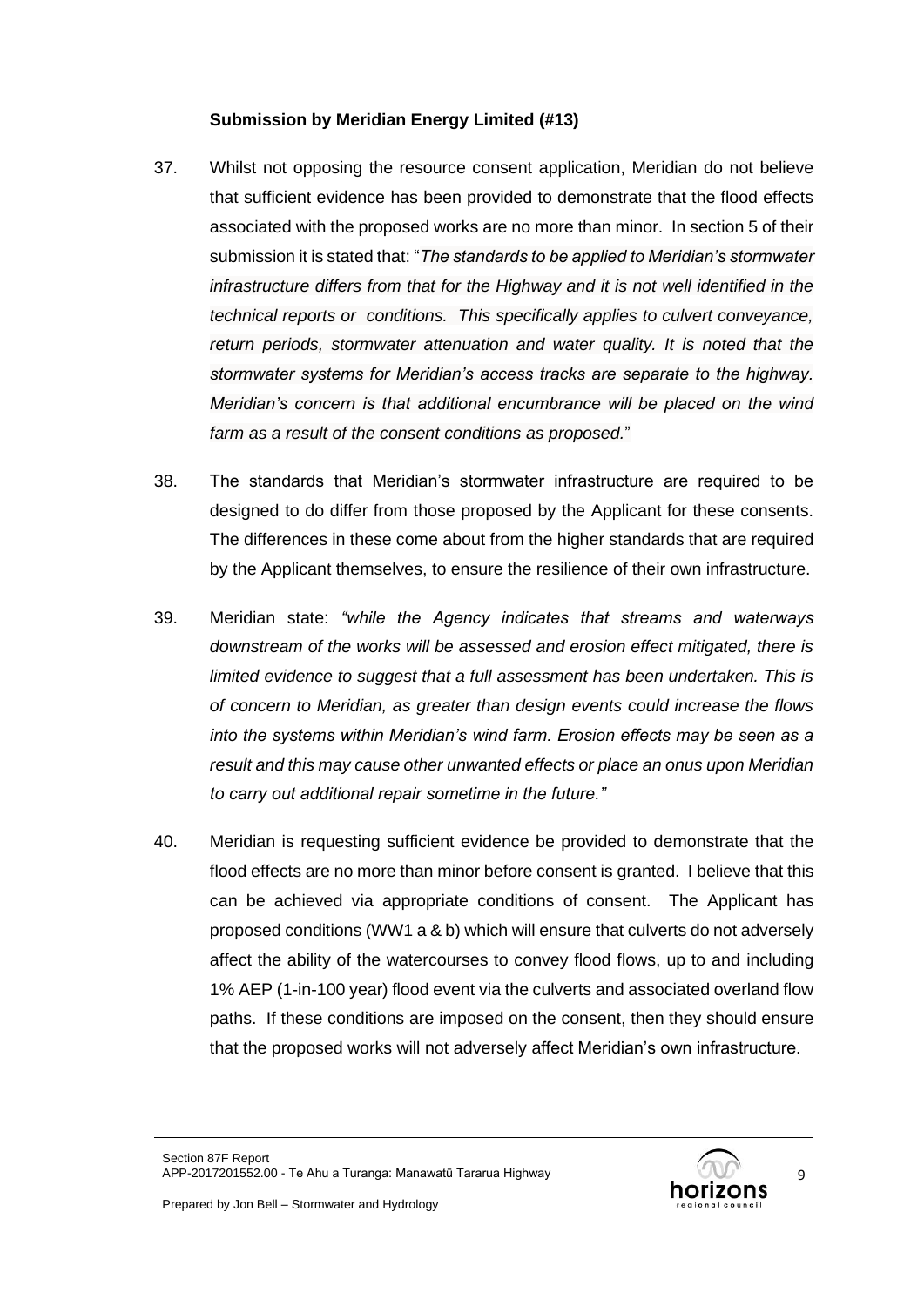**Submission by Meridian Energy Limited (#13)**

37. Whilst not opposing the resource consent application, Meridian do not believe that sufficient evidence has been provided to demonstrate that the flood effects associated with the proposed works are no more than minor. In section 5 of their submission it is stated that: "*The standards to be applied to Meridian's stormwater infrastructure differs from that for the Highway and it is not well identified in the technical reports or conditions. This specifically applies to culvert conveyance, return periods, stormwater attenuation and water quality. It is noted that the stormwater systems for Meridian's access tracks are separate to the highway. Meridian's concern is that additional encumbrance will be placed on the wind farm as a result of the consent conditions as proposed.*"

38. The standards that Meridian's stormwater infrastructure are required to be designed to do differ from those proposed by the Applicant for these consents. The differences in these come about from the higher standards that are required by the Applicant themselves, to ensure the resilience of their own infrastructure.

39. Meridian state: *"while the Agency indicates that streams and waterways downstream of the works will be assessed and erosion effect mitigated, there is limited evidence to suggest that a full assessment has been undertaken. This is of concern to Meridian, as greater than design events could increase the flows into the systems within Meridian's wind farm. Erosion effects may be seen as a result and this may cause other unwanted effects or place an onus upon Meridian to carry out additional repair sometime in the future."*

40. Meridian is requesting sufficient evidence be provided to demonstrate that the flood effects are no more than minor before consent is granted. I believe that this can be achieved via appropriate conditions of consent. The Applicant has proposed conditions (WW1 a & b) which will ensure that culverts do not adversely affect the ability of the watercourses to convey flood flows, up to and including 1% AEP (1-in-100 year) flood event via the culverts and associated overland flow paths. If these conditions are imposed on the consent, then they should ensure that the proposed works will not adversely affect Meridian's own infrastructure.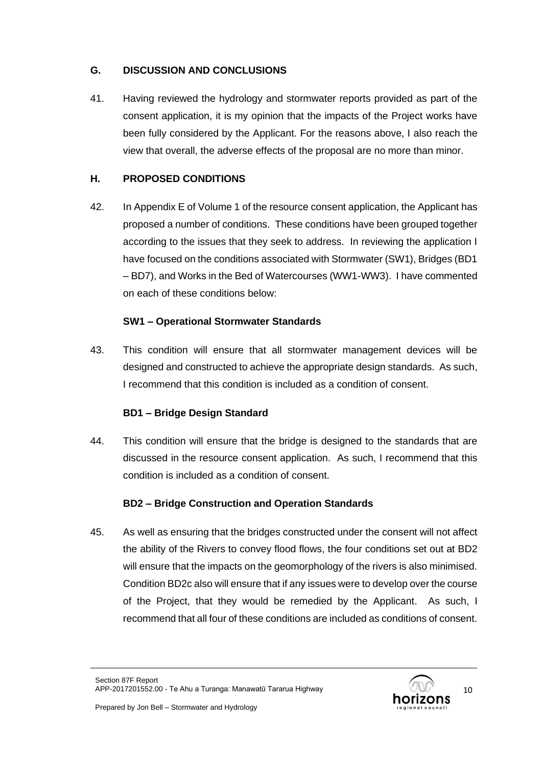## G. DISCUSSION AND CONCLUSIONS

41. Having reviewed the hydrology and stormwater reports provided as part of the consent application, it is my opinion that the impacts of the Project works have been fully considered by the Applicant. For the reasons above, I also reach the view that overall, the adverse effects of the proposal are no more than minor.

## H. PROPOSED CONDITIONS

42. In Appendix E of Volume 1 of the resource consent application, the Applicant has proposed a number of conditions. These conditions have been grouped together according to the issues that they seek to address. In reviewing the application I have focused on the conditions associated with Stormwater (SW1), Bridges (BD1 – BD7), and Works in the Bed of Watercourses (WW1-WW3). I have commented on each of these conditions below:

### SW1 – Operational Stormwater Standards

43. This condition will ensure that all stormwater management devices will be designed and constructed to achieve the appropriate design standards. As such, I recommend that this condition is included as a condition of consent.

### BD1 – Bridge Design Standard

44. This condition will ensure that the bridge is designed to the standards that are discussed in the resource consent application. As such, I recommend that this condition is included as a condition of consent.

### BD2 – Bridge Construction and Operation Standards

45. As well as ensuring that the bridges constructed under the consent will not affect the ability of the Rivers to convey flood flows, the four conditions set out at BD2 will ensure that the impacts on the geomorphology of the rivers is also minimised. Condition BD2c also will ensure that if any issues were to develop over the course of the Project, that they would be remedied by the Applicant. As such, I recommend that all four of these conditions are included as conditions of consent.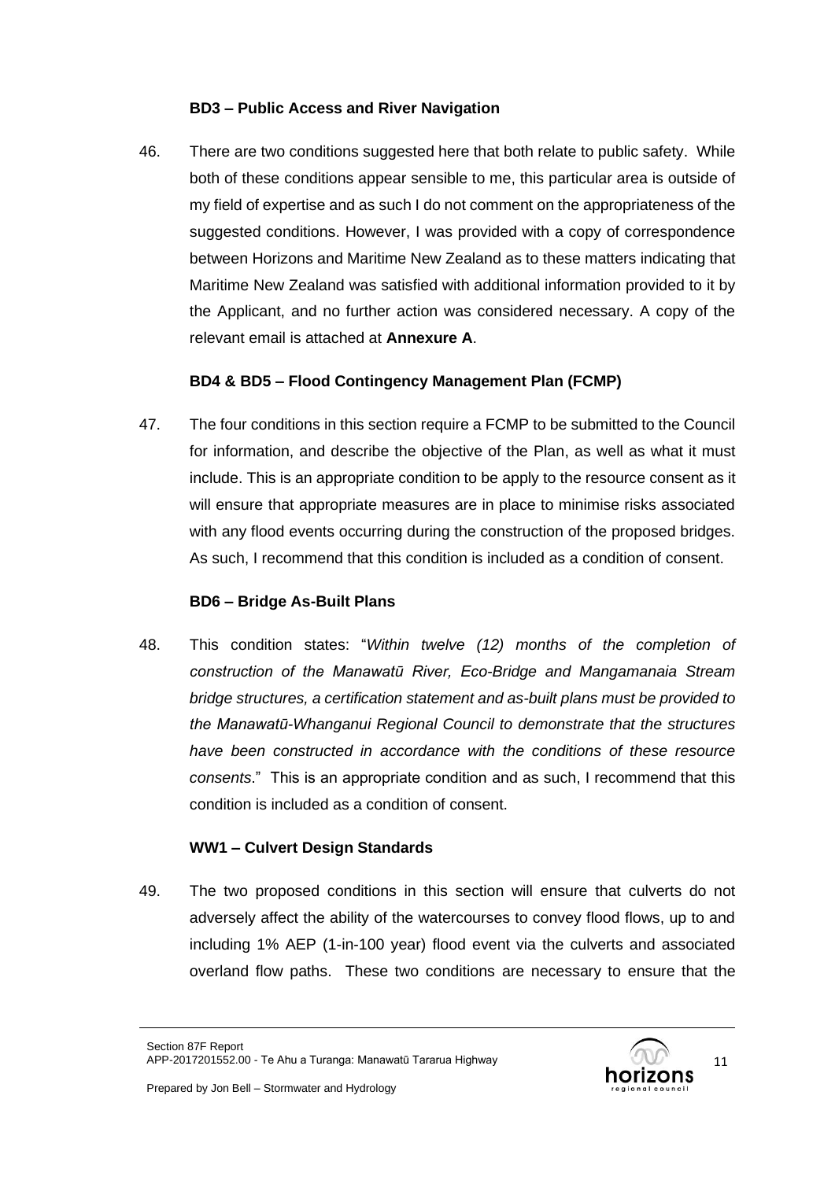**BD3 – Public Access and River Navigation**

46. There are two conditions suggested here that both relate to public safety. While both of these conditions appear sensible to me, this particular area is outside of my field of expertise and as such I do not comment on the appropriateness of the suggested conditions. However, I was provided with a copy of correspondence between Horizons and Maritime New Zealand as to these matters indicating that Maritime New Zealand was satisfied with additional information provided to it by the Applicant, and no further action was considered necessary. A copy of the relevant email is attached at **Annexure A**.

**BD4 & BD5 – Flood Contingency Management Plan (FCMP)**

47. The four conditions in this section require a FCMP to be submitted to the Council for information, and describe the objective of the Plan, as well as what it must include. This is an appropriate condition to be apply to the resource consent as it will ensure that appropriate measures are in place to minimise risks associated with any flood events occurring during the construction of the proposed bridges. As such, I recommend that this condition is included as a condition of consent.

**BD6 – Bridge As-Built Plans**

48. This condition states: "*Within twelve (12) months of the completion of construction of the Manawatū River, Eco-Bridge and Mangamanaia Stream bridge structures, a certification statement and as-built plans must be provided to the Manawatū-Whanganui Regional Council to demonstrate that the structures have been constructed in accordance with the conditions of these resource consents*." This is an appropriate condition and as such, I recommend that this condition is included as a condition of consent.

**WW1 – Culvert Design Standards**

49. The two proposed conditions in this section will ensure that culverts do not adversely affect the ability of the watercourses to convey flood flows, up to and including 1% AEP (1-in-100 year) flood event via the culverts and associated overland flow paths. These two conditions are necessary to ensure that the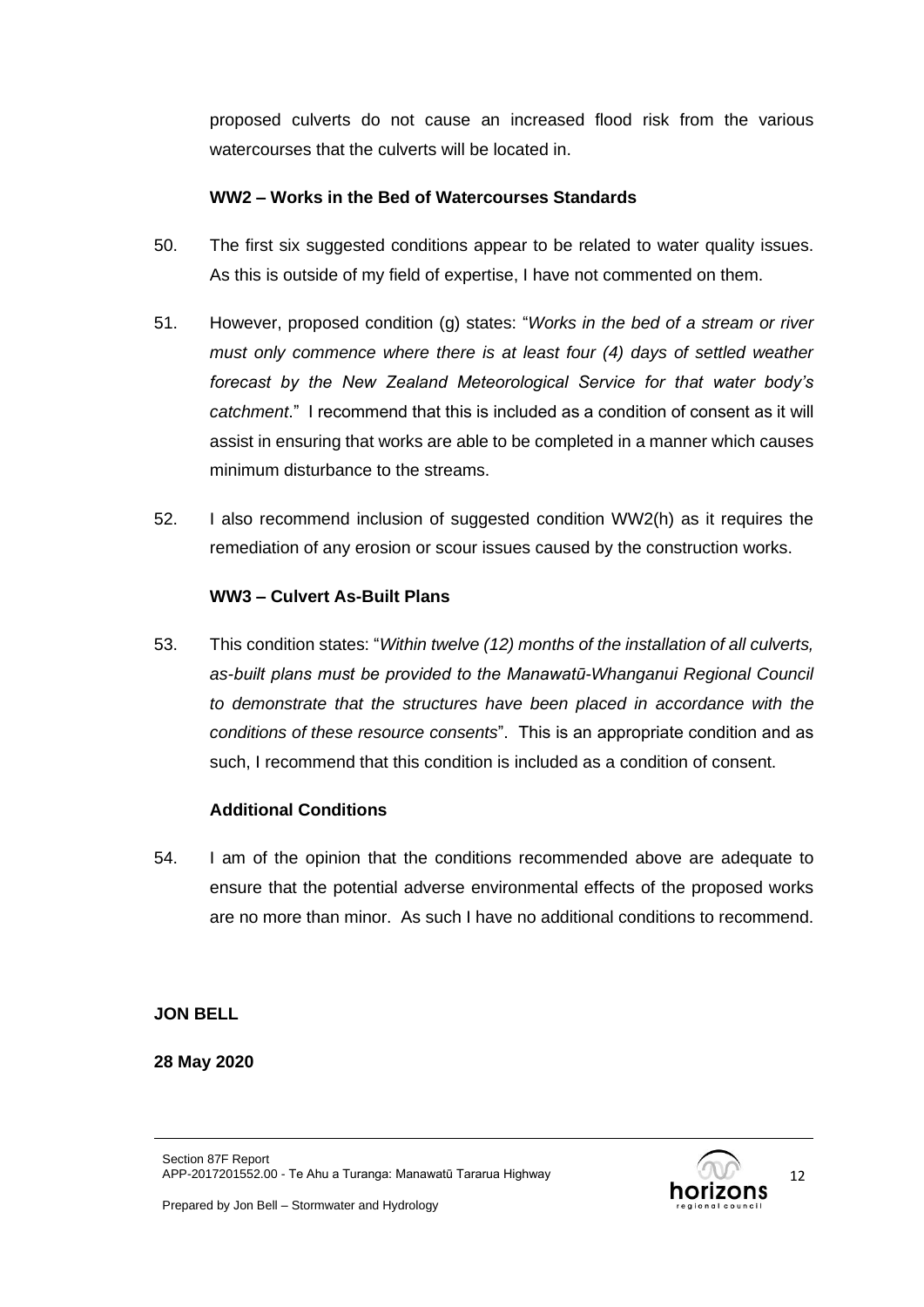proposed culverts do not cause an increased flood risk from the various watercourses that the culverts will be located in.

**WW2 – Works in the Bed of Watercourses Standards**

50. The first six suggested conditions appear to be related to water quality issues. As this is outside of my field of expertise, I have not commented on them.

51. However, proposed condition (g) states: "*Works in the bed of a stream or river must only commence where there is at least four (4) days of settled weather forecast by the New Zealand Meteorological Service for that water body's catchment*." I recommend that this is included as a condition of consent as it will assist in ensuring that works are able to be completed in a manner which causes minimum disturbance to the streams.

52. I also recommend inclusion of suggested condition WW2(h) as it requires the remediation of any erosion or scour issues caused by the construction works.

**WW3 – Culvert As-Built Plans**

53. This condition states: "*Within twelve (12) months of the installation of all culverts, as-built plans must be provided to the Manawatū-Whanganui Regional Council to demonstrate that the structures have been placed in accordance with the conditions of these resource consents*". This is an appropriate condition and as such, I recommend that this condition is included as a condition of consent.

**Additional Conditions**

54. I am of the opinion that the conditions recommended above are adequate to ensure that the potential adverse environmental effects of the proposed works are no more than minor. As such I have no additional conditions to recommend.

**JON BELL**

**28 May 2020**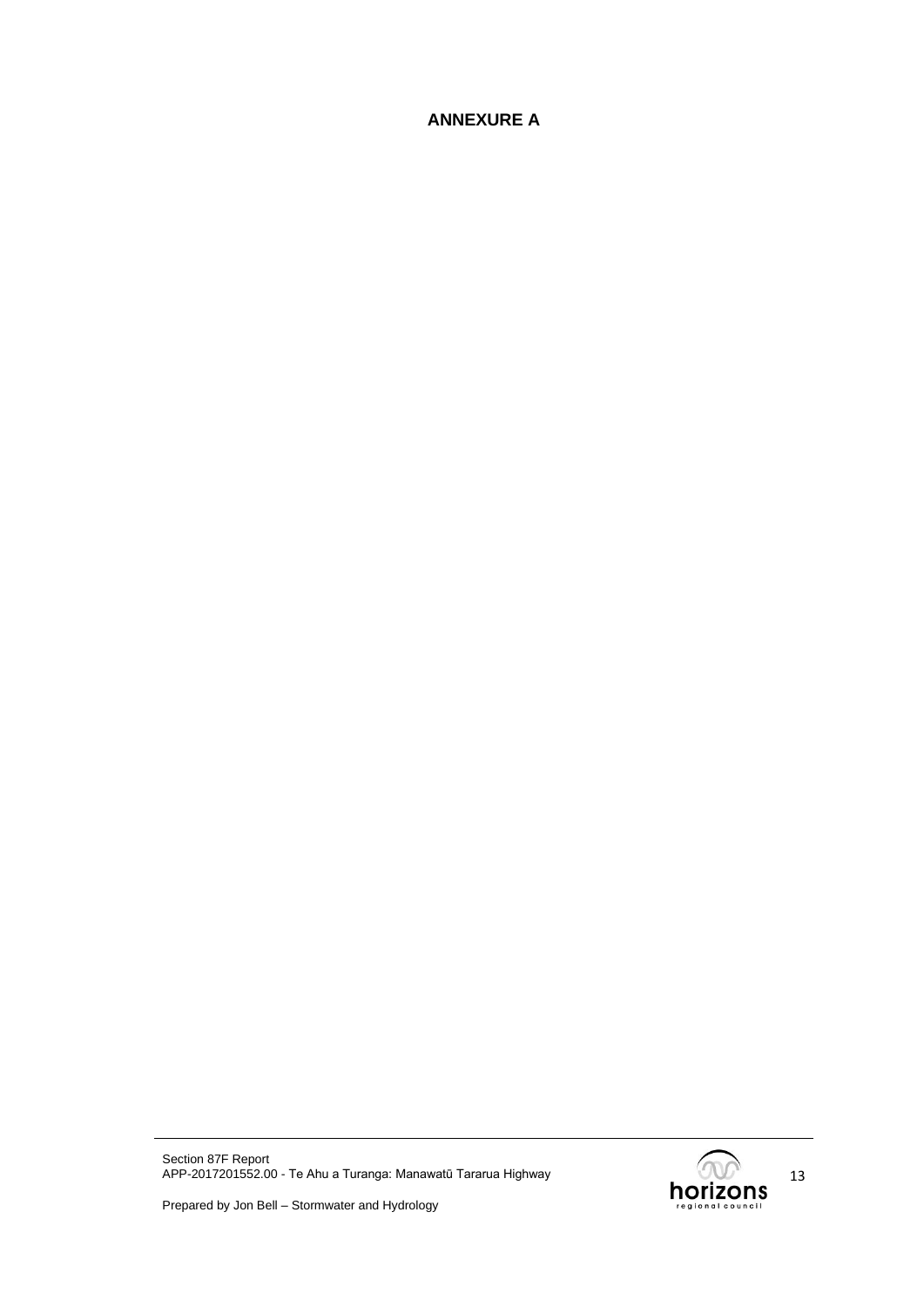# ANNEXURE A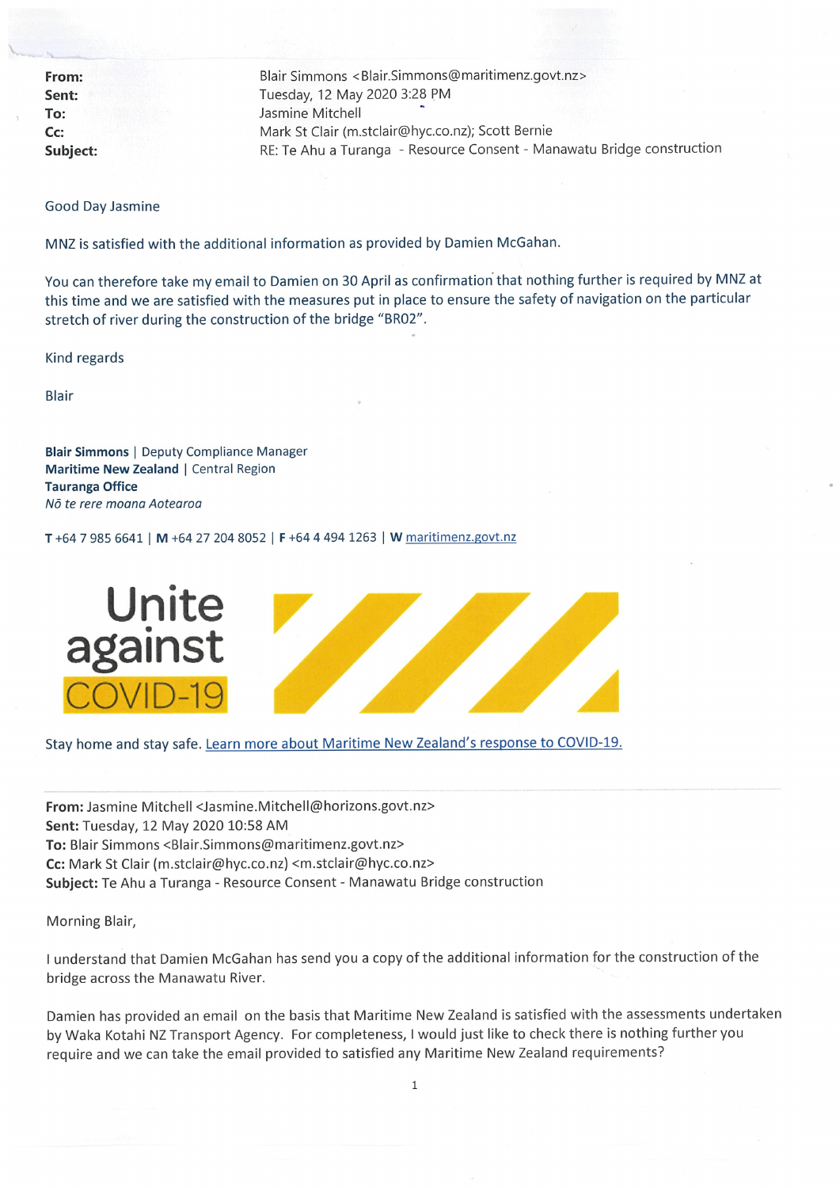**From:** Blair Simmons <Blair.Simmons@maritimenz.govt.nz>
**Sent:** Tuesday, 12 May 2020 3:28 PM
**To:** Jasmine Mitchell
**Cc:** Mark St Clair (m.stclair@hyc.co.nz); Scott Bernie
**Subject:** RE: Te Ahu a Turanga - Resource Consent - Manawatu Bridge construction

Good Day Jasmine

MNZ is satisfied with the additional information as provided by Damien McGahan.

You can therefore take my email to Damien on 30 April as confirmation that nothing further is required by MNZ at this time and we are satisfied with the measures put in place to ensure the safety of navigation on the particular stretch of river during the construction of the bridge "BR02".

Kind regards

Blair

**Blair Simmons** | Deputy Compliance Manager
**Maritime New Zealand** | Central Region
**Tauranga Office**
*Nō te rere moana Aotearoa*

**T** +64 7 985 6641 | **M** +64 27 204 8052 | **F** +64 4 494 1263 | **W** maritimenz.govt.nz

Unite against COVID-19

Stay home and stay safe. Learn more about Maritime New Zealand's response to COVID-19.

---

**From:** Jasmine Mitchell <Jasmine.Mitchell@horizons.govt.nz>
**Sent:** Tuesday, 12 May 2020 10:58 AM
**To:** Blair Simmons <Blair.Simmons@maritimenz.govt.nz>
**Cc:** Mark St Clair (m.stclair@hyc.co.nz) <m.stclair@hyc.co.nz>
**Subject:** Te Ahu a Turanga - Resource Consent - Manawatu Bridge construction

Morning Blair,

I understand that Damien McGahan has send you a copy of the additional information for the construction of the bridge across the Manawatu River.

Damien has provided an email on the basis that Maritime New Zealand is satisfied with the assessments undertaken by Waka Kotahi NZ Transport Agency. For completeness, I would just like to check there is nothing further you require and we can take the email provided to satisfied any Maritime New Zealand requirements?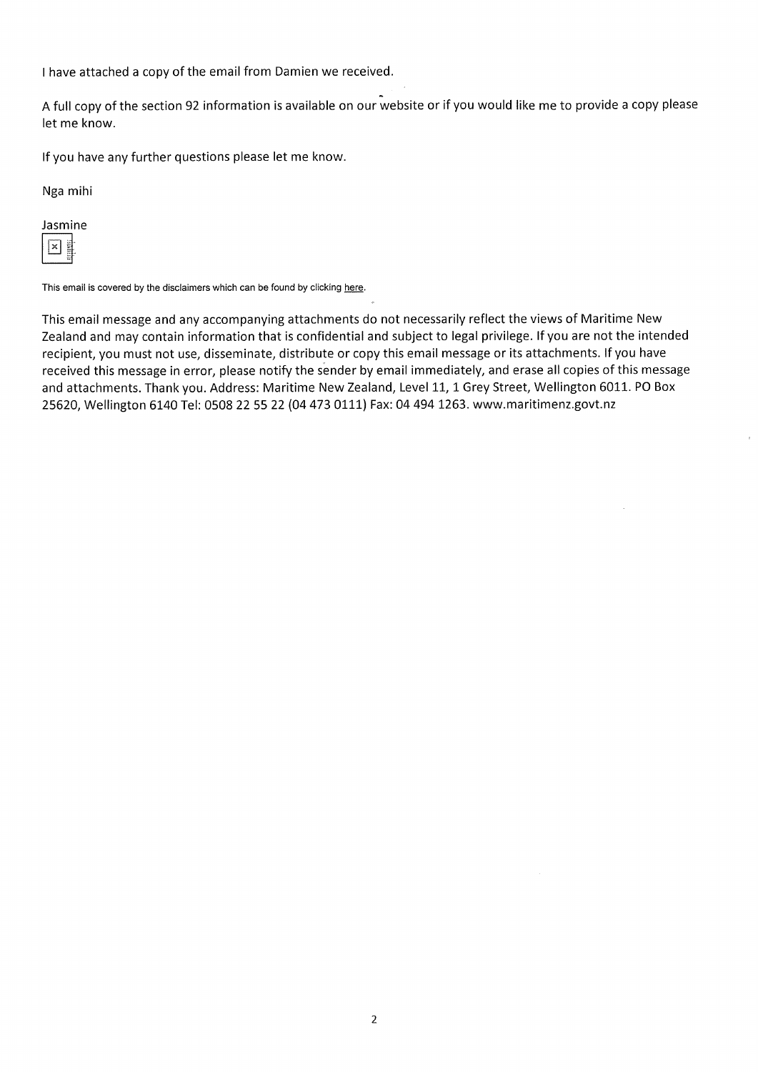I have attached a copy of the email from Damien we received.

A full copy of the section 92 information is available on our website or if you would like me to provide a copy please let me know.

If you have any further questions please let me know.

Nga mihi

Jasmine

This email is covered by the disclaimers which can be found by clicking here.

This email message and any accompanying attachments do not necessarily reflect the views of Maritime New Zealand and may contain information that is confidential and subject to legal privilege. If you are not the intended recipient, you must not use, disseminate, distribute or copy this email message or its attachments. If you have received this message in error, please notify the sender by email immediately, and erase all copies of this message and attachments. Thank you. Address: Maritime New Zealand, Level 11, 1 Grey Street, Wellington 6011. PO Box 25620, Wellington 6140 Tel: 0508 22 55 22 (04 473 0111) Fax: 04 494 1263. www.maritimenz.govt.nz